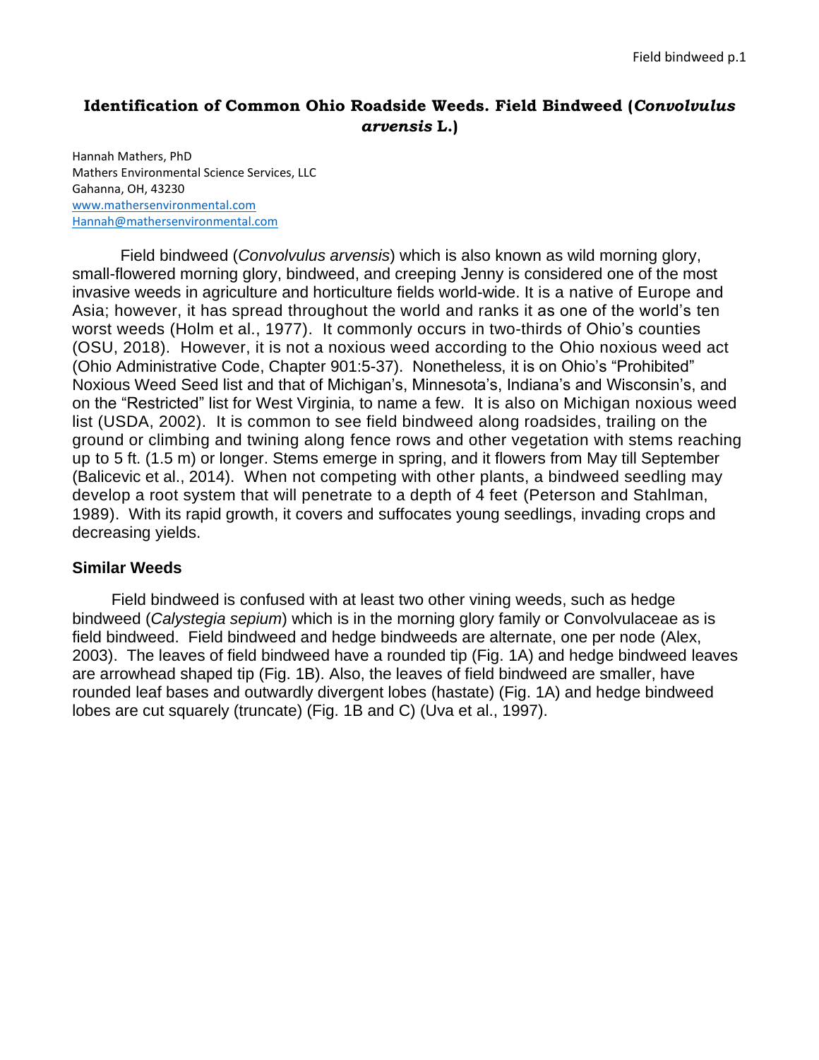# Identification of Common Ohio Roadside Weeds. Field Bindweed (*Convolvulus arvensis* L.)

Hannah Mathers, PhD
Mathers Environmental Science Services, LLC
Gahanna, OH, 43230
www.mathersenvironmental.com
Hannah@mathersenvironmental.com

Field bindweed (*Convolvulus arvensis*) which is also known as wild morning glory, small-flowered morning glory, bindweed, and creeping Jenny is considered one of the most invasive weeds in agriculture and horticulture fields world-wide. It is a native of Europe and Asia; however, it has spread throughout the world and ranks it as one of the world's ten worst weeds (Holm et al., 1977). It commonly occurs in two-thirds of Ohio's counties (OSU, 2018). However, it is not a noxious weed according to the Ohio noxious weed act (Ohio Administrative Code, Chapter 901:5-37). Nonetheless, it is on Ohio's "Prohibited" Noxious Weed Seed list and that of Michigan's, Minnesota's, Indiana's and Wisconsin's, and on the "Restricted" list for West Virginia, to name a few. It is also on Michigan noxious weed list (USDA, 2002). It is common to see field bindweed along roadsides, trailing on the ground or climbing and twining along fence rows and other vegetation with stems reaching up to 5 ft. (1.5 m) or longer. Stems emerge in spring, and it flowers from May till September (Balicevic et al., 2014). When not competing with other plants, a bindweed seedling may develop a root system that will penetrate to a depth of 4 feet (Peterson and Stahlman, 1989). With its rapid growth, it covers and suffocates young seedlings, invading crops and decreasing yields.

## Similar Weeds

Field bindweed is confused with at least two other vining weeds, such as hedge bindweed (*Calystegia sepium*) which is in the morning glory family or Convolvulaceae as is field bindweed. Field bindweed and hedge bindweeds are alternate, one per node (Alex, 2003). The leaves of field bindweed have a rounded tip (Fig. 1A) and hedge bindweed leaves are arrowhead shaped tip (Fig. 1B). Also, the leaves of field bindweed are smaller, have rounded leaf bases and outwardly divergent lobes (hastate) (Fig. 1A) and hedge bindweed lobes are cut squarely (truncate) (Fig. 1B and C) (Uva et al., 1997).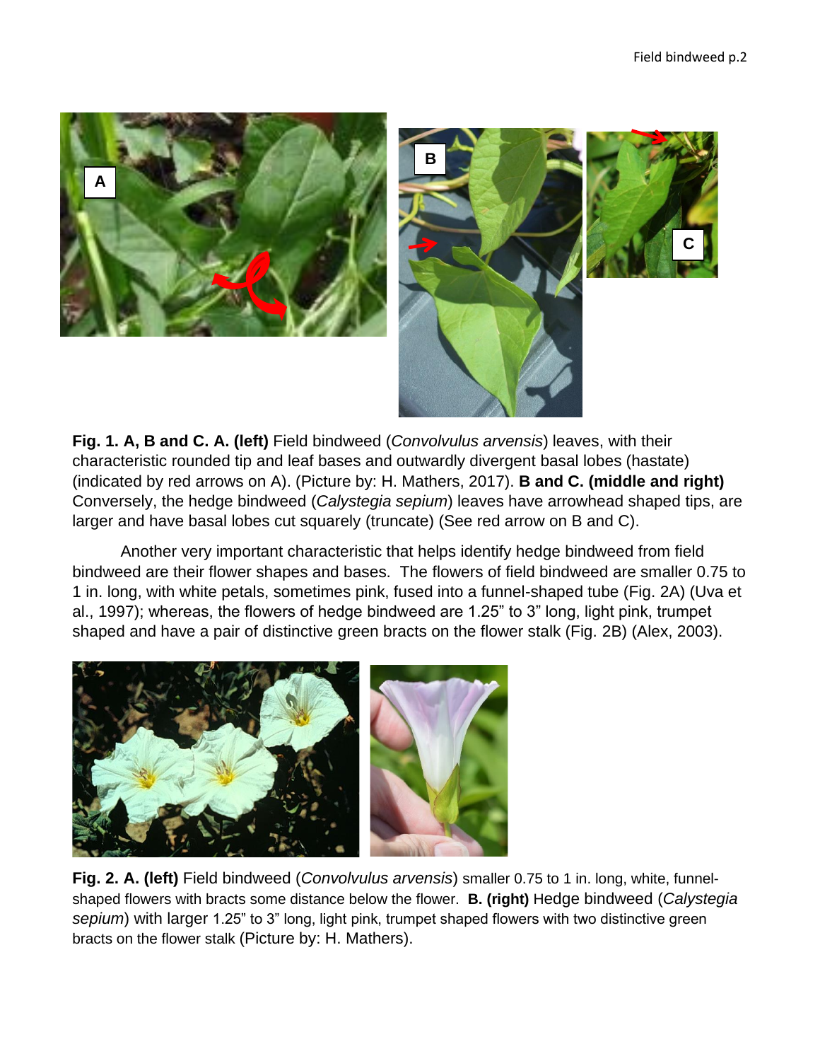**Fig. 1. A, B and C. A. (left)** Field bindweed (*Convolvulus arvensis*) leaves, with their characteristic rounded tip and leaf bases and outwardly divergent basal lobes (hastate) (indicated by red arrows on A). (Picture by: H. Mathers, 2017). **B and C. (middle and right)** Conversely, the hedge bindweed (*Calystegia sepium*) leaves have arrowhead shaped tips, are larger and have basal lobes cut squarely (truncate) (See red arrow on B and C).

Another very important characteristic that helps identify hedge bindweed from field bindweed are their flower shapes and bases. The flowers of field bindweed are smaller 0.75 to 1 in. long, with white petals, sometimes pink, fused into a funnel-shaped tube (Fig. 2A) (Uva et al., 1997); whereas, the flowers of hedge bindweed are 1.25" to 3" long, light pink, trumpet shaped and have a pair of distinctive green bracts on the flower stalk (Fig. 2B) (Alex, 2003).

**Fig. 2. A. (left)** Field bindweed (*Convolvulus arvensis*) smaller 0.75 to 1 in. long, white, funnel-shaped flowers with bracts some distance below the flower. **B. (right)** Hedge bindweed (*Calystegia sepium*) with larger 1.25" to 3" long, light pink, trumpet shaped flowers with two distinctive green bracts on the flower stalk (Picture by: H. Mathers).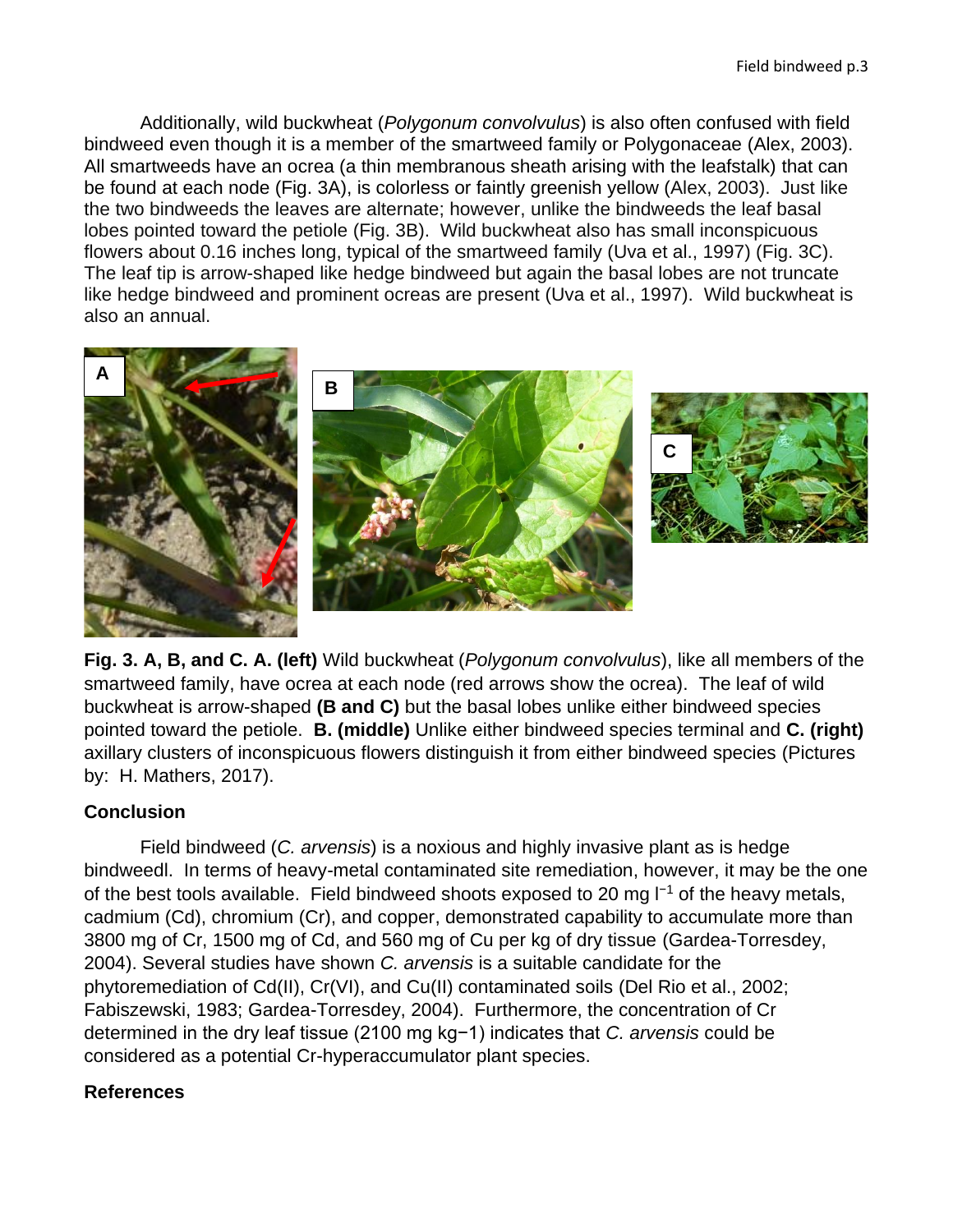Additionally, wild buckwheat (*Polygonum convolvulus*) is also often confused with field bindweed even though it is a member of the smartweed family or Polygonaceae (Alex, 2003). All smartweeds have an ocrea (a thin membranous sheath arising with the leafstalk) that can be found at each node (Fig. 3A), is colorless or faintly greenish yellow (Alex, 2003). Just like the two bindweeds the leaves are alternate; however, unlike the bindweeds the leaf basal lobes pointed toward the petiole (Fig. 3B). Wild buckwheat also has small inconspicuous flowers about 0.16 inches long, typical of the smartweed family (Uva et al., 1997) (Fig. 3C). The leaf tip is arrow-shaped like hedge bindweed but again the basal lobes are not truncate like hedge bindweed and prominent ocreas are present (Uva et al., 1997). Wild buckwheat is also an annual.

**Fig. 3. A, B, and C. A. (left)** Wild buckwheat (*Polygonum convolvulus*), like all members of the smartweed family, have ocrea at each node (red arrows show the ocrea). The leaf of wild buckwheat is arrow-shaped **(B and C)** but the basal lobes unlike either bindweed species pointed toward the petiole. **B. (middle)** Unlike either bindweed species terminal and **C. (right)** axillary clusters of inconspicuous flowers distinguish it from either bindweed species (Pictures by: H. Mathers, 2017).

## Conclusion

Field bindweed (*C. arvensis*) is a noxious and highly invasive plant as is hedge bindweedl. In terms of heavy-metal contaminated site remediation, however, it may be the one of the best tools available. Field bindweed shoots exposed to 20 mg $l^{-1}$ of the heavy metals, cadmium (Cd), chromium (Cr), and copper, demonstrated capability to accumulate more than 3800 mg of Cr, 1500 mg of Cd, and 560 mg of Cu per kg of dry tissue (Gardea-Torresdey, 2004). Several studies have shown *C. arvensis* is a suitable candidate for the phytoremediation of Cd(II), Cr(VI), and Cu(II) contaminated soils (Del Rio et al., 2002; Fabiszewski, 1983; Gardea-Torresdey, 2004). Furthermore, the concentration of Cr determined in the dry leaf tissue (2100 mg $kg^{-1}$) indicates that *C. arvensis* could be considered as a potential Cr-hyperaccumulator plant species.

## References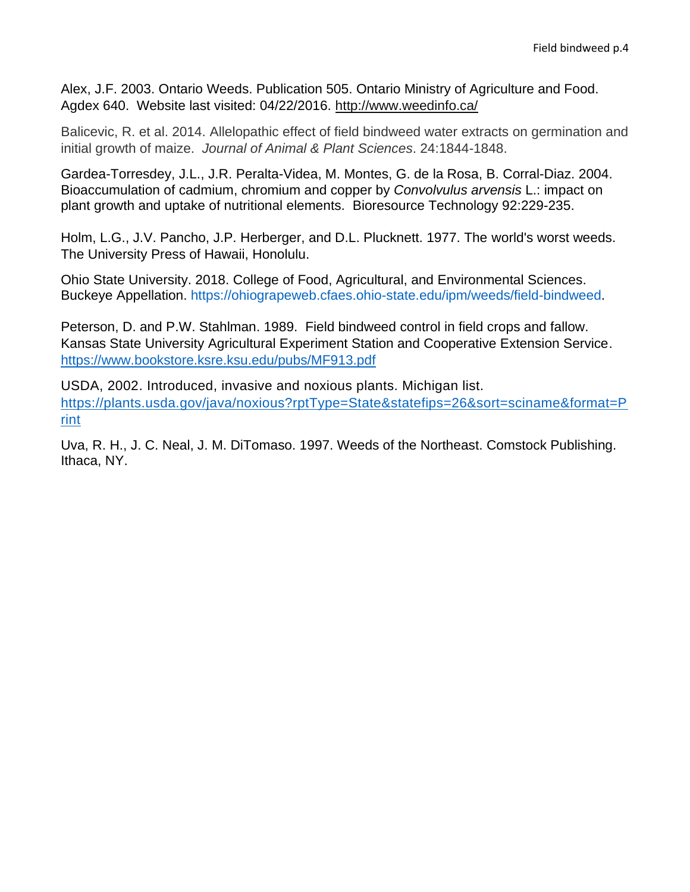Alex, J.F. 2003. Ontario Weeds. Publication 505. Ontario Ministry of Agriculture and Food. Agdex 640. Website last visited: 04/22/2016. http://www.weedinfo.ca/

Balicevic, R. et al. 2014. Allelopathic effect of field bindweed water extracts on germination and initial growth of maize. *Journal of Animal & Plant Sciences*. 24:1844-1848.

Gardea-Torresdey, J.L., J.R. Peralta-Videa, M. Montes, G. de la Rosa, B. Corral-Diaz. 2004. Bioaccumulation of cadmium, chromium and copper by *Convolvulus arvensis* L.: impact on plant growth and uptake of nutritional elements. Bioresource Technology 92:229-235.

Holm, L.G., J.V. Pancho, J.P. Herberger, and D.L. Plucknett. 1977. The world's worst weeds. The University Press of Hawaii, Honolulu.

Ohio State University. 2018. College of Food, Agricultural, and Environmental Sciences. Buckeye Appellation. https://ohiograpeweb.cfaes.ohio-state.edu/ipm/weeds/field-bindweed.

Peterson, D. and P.W. Stahlman. 1989. Field bindweed control in field crops and fallow. Kansas State University Agricultural Experiment Station and Cooperative Extension Service. https://www.bookstore.ksre.ksu.edu/pubs/MF913.pdf

USDA, 2002. Introduced, invasive and noxious plants. Michigan list. https://plants.usda.gov/java/noxious?rptType=State&statefips=26&sort=sciname&format=Print

Uva, R. H., J. C. Neal, J. M. DiTomaso. 1997. Weeds of the Northeast. Comstock Publishing. Ithaca, NY.